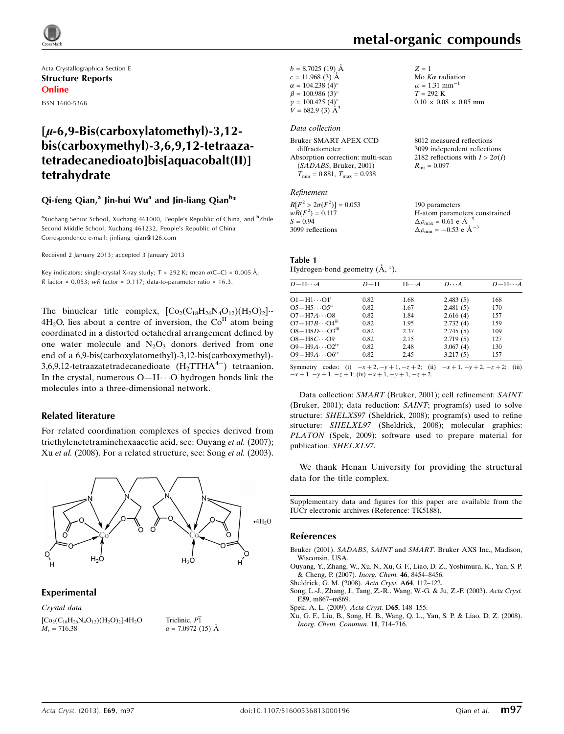# metal-organic compounds

Acta Crystallographica Section E
**Structure Reports Online**
ISSN 1600-5368

# [μ-6,9-Bis(carboxylatomethyl)-3,12-bis(carboxymethyl)-3,6,9,12-tetraazatetradecanedioato]bis[aquacobalt(II)] tetrahydrate

**Qi-feng Qian,[a] Jin-hui Wu[a] and Jin-liang Qian[b]***

[a]Xuchang Senior School, Xuchang 461000, People's Republic of China, and [b]Zhile Second Middle School, Xuchang 461232, People's Republic of China
Correspondence e-mail: jinliang_qian@126.com

Received 2 January 2013; accepted 3 January 2013

Key indicators: single-crystal X-ray study; $T = 292$ K; mean $\sigma$(C–C) = 0.005 Å; $R$ factor = 0.053; $wR$ factor = 0.117; data-to-parameter ratio = 16.3.

The binuclear title complex, $[Co_2(C_{18}H_{26}N_4O_{12})(H_2O)_2]\cdot 4H_2O$, lies about a centre of inversion, the $Co^{II}$ atom being coordinated in a distorted octahedral arrangement defined by one water molecule and $N_2O_3$ donors derived from one end of a 6,9-bis(carboxylatomethyl)-3,12-bis(carboxymethyl)-3,6,9,12-tetraazatetradecanedioate ($H_2TTHA^{4-}$) tetraanion. In the crystal, numerous O—H⋯O hydrogen bonds link the molecules into a three-dimensional network.

## Related literature

For related coordination complexes of species derived from triethylenetetraminehexaacetic acid, see: Ouyang *et al.* (2007); Xu *et al.* (2008). For a related structure, see: Song *et al.* (2003).

## Experimental

### Crystal data

$[Co_2(C_{18}H_{26}N_4O_{12})(H_2O)_2]\cdot 4H_2O$
$M_r = 716.38$
Triclinic, $P\overline{1}$
$a = 7.0972$ (15) Å
$b = 8.7025$ (19) Å
$c = 11.968$ (3) Å
$\alpha = 104.238$ (4)°
$\beta = 100.986$ (3)°
$\gamma = 100.425$ (4)°
$V = 682.9$ (3) Å$^3$
$Z = 1$
Mo $K\alpha$ radiation
$\mu = 1.31$ mm$^{-1}$
$T = 292$ K
0.10 × 0.08 × 0.05 mm

### Data collection

Bruker SMART APEX CCD diffractometer
Absorption correction: multi-scan (*SADABS*; Bruker, 2001)
$T_{min} = 0.881$, $T_{max} = 0.938$
8012 measured reflections
3099 independent reflections
2182 reflections with $I > 2\sigma(I)$
$R_{int} = 0.097$

### Refinement

$R[F^2 > 2\sigma(F^2)] = 0.053$
$wR(F^2) = 0.117$
$S = 0.94$
3099 reflections
190 parameters
H-atom parameters constrained
$\Delta\rho_{max} = 0.61$ e Å$^{-3}$
$\Delta\rho_{min} = -0.53$ e Å$^{-3}$

**Table 1**
Hydrogen-bond geometry (Å, °).

| $D$—H⋯$A$ | $D$—H | H⋯$A$ | $D$⋯$A$ | $D$—H⋯$A$ |
|---|---|---|---|---|
| O1—H1⋯O1$^{i}$ | 0.82 | 1.68 | 2.483 (5) | 168 |
| O5—H5⋯O5$^{ii}$ | 0.82 | 1.67 | 2.481 (5) | 170 |
| O7—H7A⋯O8 | 0.82 | 1.84 | 2.616 (4) | 157 |
| O7—H7B⋯O4$^{iii}$ | 0.82 | 1.95 | 2.732 (4) | 159 |
| O8—H8D⋯O3$^{iii}$ | 0.82 | 2.37 | 2.745 (5) | 109 |
| O8—H8C⋯O9 | 0.82 | 2.15 | 2.719 (5) | 127 |
| O9—H9A⋯O2$^{iv}$ | 0.82 | 2.48 | 3.067 (4) | 130 |
| O9—H9A⋯O6$^{iv}$ | 0.82 | 2.45 | 3.217 (5) | 157 |

Symmetry codes: (i) $-x+2, -y+1, -z+2$; (ii) $-x+1, -y+2, -z+2$; (iii) $-x+1, -y+1, -z+1$; (iv) $-x+1, -y+1, -z+2$.

Data collection: *SMART* (Bruker, 2001); cell refinement: *SAINT* (Bruker, 2001); data reduction: *SAINT*; program(s) used to solve structure: *SHELXS97* (Sheldrick, 2008); program(s) used to refine structure: *SHELXL97* (Sheldrick, 2008); molecular graphics: *PLATON* (Spek, 2009); software used to prepare material for publication: *SHELXL97*.

We thank Henan University for providing the structural data for the title complex.

Supplementary data and figures for this paper are available from the IUCr electronic archives (Reference: TK5188).

## References

Bruker (2001). *SADABS*, *SAINT* and *SMART*. Bruker AXS Inc., Madison, Wisconsin, USA.
Ouyang, Y., Zhang, W., Xu, N., Xu, G. F., Liao, D. Z., Yoshimura, K., Yan, S. P. & Cheng, P. (2007). *Inorg. Chem.* **46**, 8454–8456.
Sheldrick, G. M. (2008). *Acta Cryst.* A**64**, 112–122.
Song, L.-J., Zhang, J., Tang, Z.-R., Wang, W.-G. & Ju, Z.-F. (2003). *Acta Cryst.* E**59**, m867–m869.
Spek, A. L. (2009). *Acta Cryst.* D**65**, 148–155.
Xu, G. F., Liu, B., Song, H. B., Wang, Q. L., Yan, S. P. & Liao, D. Z. (2008). *Inorg. Chem. Commun.* **11**, 714–716.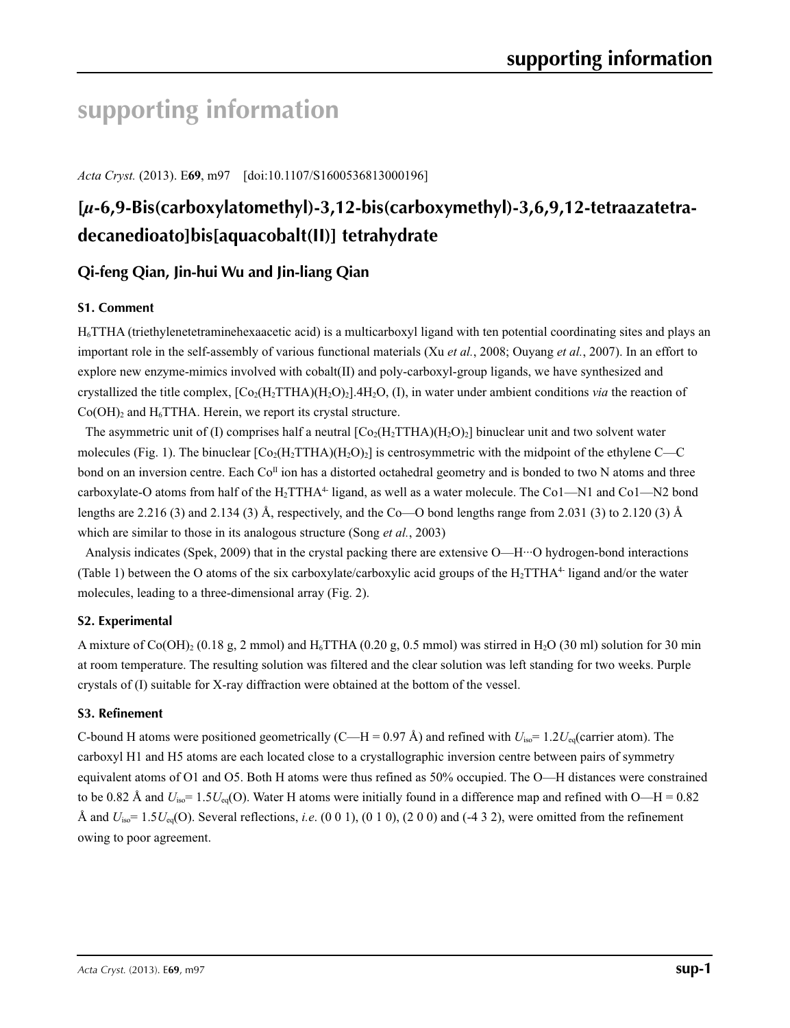# supporting information

*Acta Cryst.* (2013). E**69**, m97 [doi:10.1107/S1600536813000196]

## [$\mu$-6,9-Bis(carboxylatomethyl)-3,12-bis(carboxymethyl)-3,6,9,12-tetraazatetradecanedioato]bis[aquacobalt(II)] tetrahydrate

### Qi-feng Qian, Jin-hui Wu and Jin-liang Qian

#### S1. Comment

$H_6$TTHA (triethylenetetraminehexaacetic acid) is a multicarboxyl ligand with ten potential coordinating sites and plays an important role in the self-assembly of various functional materials (Xu *et al.*, 2008; Ouyang *et al.*, 2007). In an effort to explore new enzyme-mimics involved with cobalt(II) and poly-carboxyl-group ligands, we have synthesized and crystallized the title complex, $[Co_2(H_2TTHA)(H_2O)_2].4H_2O$, (I), in water under ambient conditions *via* the reaction of $Co(OH)_2$ and $H_6$TTHA. Herein, we report its crystal structure.

The asymmetric unit of (I) comprises half a neutral $[Co_2(H_2TTHA)(H_2O)_2]$ binuclear unit and two solvent water molecules (Fig. 1). The binuclear $[Co_2(H_2TTHA)(H_2O)_2]$ is centrosymmetric with the midpoint of the ethylene C—C bond on an inversion centre. Each $Co^{II}$ ion has a distorted octahedral geometry and is bonded to two N atoms and three carboxylate-O atoms from half of the $H_2TTHA^{4-}$ ligand, as well as a water molecule. The Co1—N1 and Co1—N2 bond lengths are 2.216 (3) and 2.134 (3) Å, respectively, and the Co—O bond lengths range from 2.031 (3) to 2.120 (3) Å which are similar to those in its analogous structure (Song *et al.*, 2003)

Analysis indicates (Spek, 2009) that in the crystal packing there are extensive O—H···O hydrogen-bond interactions (Table 1) between the O atoms of the six carboxylate/carboxylic acid groups of the $H_2TTHA^{4-}$ ligand and/or the water molecules, leading to a three-dimensional array (Fig. 2).

#### S2. Experimental

A mixture of $Co(OH)_2$ (0.18 g, 2 mmol) and $H_6$TTHA (0.20 g, 0.5 mmol) was stirred in $H_2O$ (30 ml) solution for 30 min at room temperature. The resulting solution was filtered and the clear solution was left standing for two weeks. Purple crystals of (I) suitable for X-ray diffraction were obtained at the bottom of the vessel.

#### S3. Refinement

C-bound H atoms were positioned geometrically (C—H = 0.97 Å) and refined with $U_{iso}$= 1.2$U_{eq}$(carrier atom). The carboxyl H1 and H5 atoms are each located close to a crystallographic inversion centre between pairs of symmetry equivalent atoms of O1 and O5. Both H atoms were thus refined as 50% occupied. The O—H distances were constrained to be 0.82 Å and $U_{iso}$= 1.5$U_{eq}$(O). Water H atoms were initially found in a difference map and refined with O—H = 0.82 Å and $U_{iso}$= 1.5$U_{eq}$(O). Several reflections, *i.e*. (0 0 1), (0 1 0), (2 0 0) and (-4 3 2), were omitted from the refinement owing to poor agreement.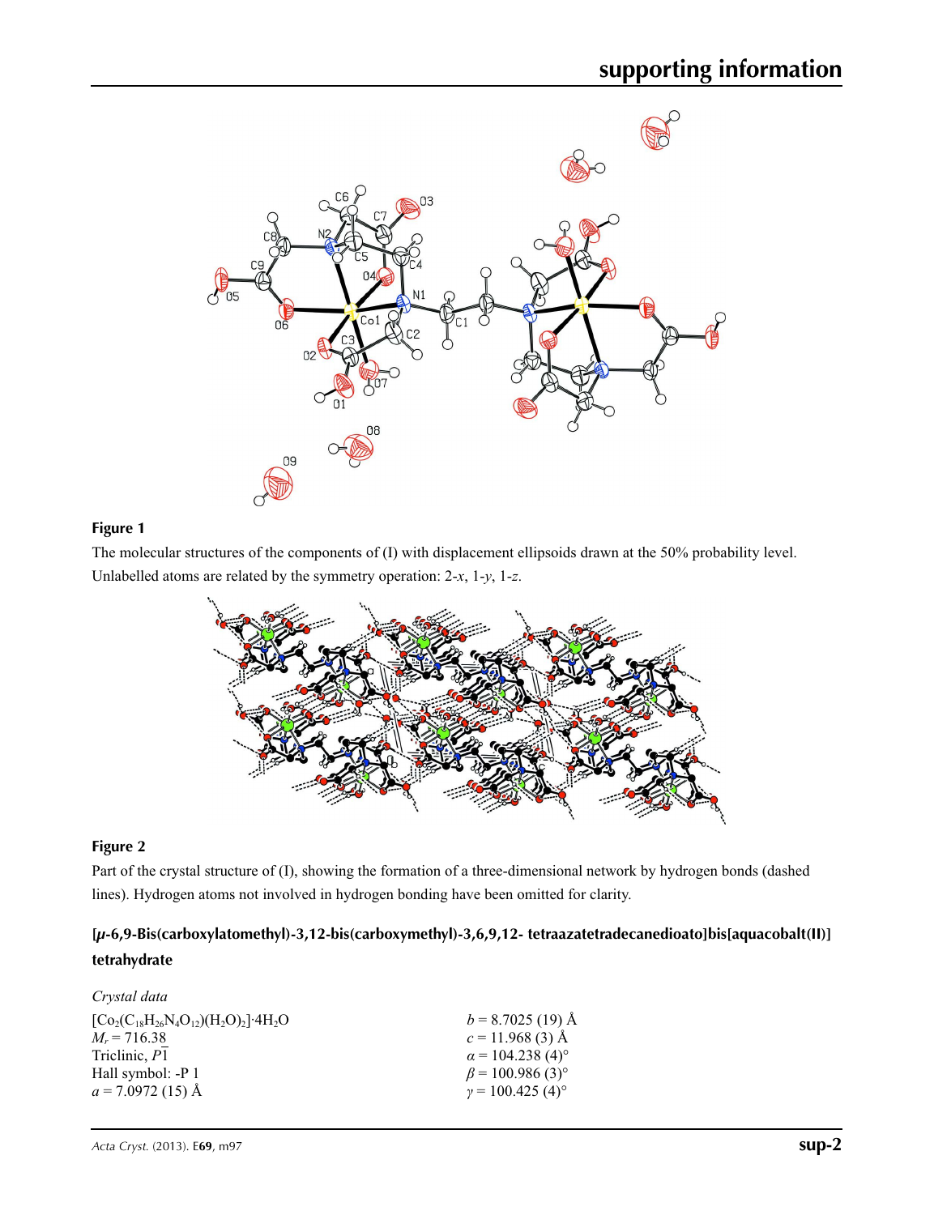**Figure 1**

The molecular structures of the components of (I) with displacement ellipsoids drawn at the 50% probability level. Unlabelled atoms are related by the symmetry operation: 2-*x*, 1-*y*, 1-*z*.

**Figure 2**

Part of the crystal structure of (I), showing the formation of a three-dimensional network by hydrogen bonds (dashed lines). Hydrogen atoms not involved in hydrogen bonding have been omitted for clarity.

## [*μ*-6,9-Bis(carboxylatomethyl)-3,12-bis(carboxymethyl)-3,6,9,12- tetraazatetradecanedioato]bis[aquacobalt(II)] tetrahydrate

### *Crystal data*

$[Co_2(C_{18}H_{26}N_4O_{12})(H_2O)_2]\cdot 4H_2O$
$M_r = 716.38$
Triclinic, $P\overline{1}$
Hall symbol: -P 1
$a = 7.0972$ (15) Å
$b = 8.7025$ (19) Å
$c = 11.968$ (3) Å
$\alpha = 104.238$ (4)°
$\beta = 100.986$ (3)°
$\gamma = 100.425$ (4)°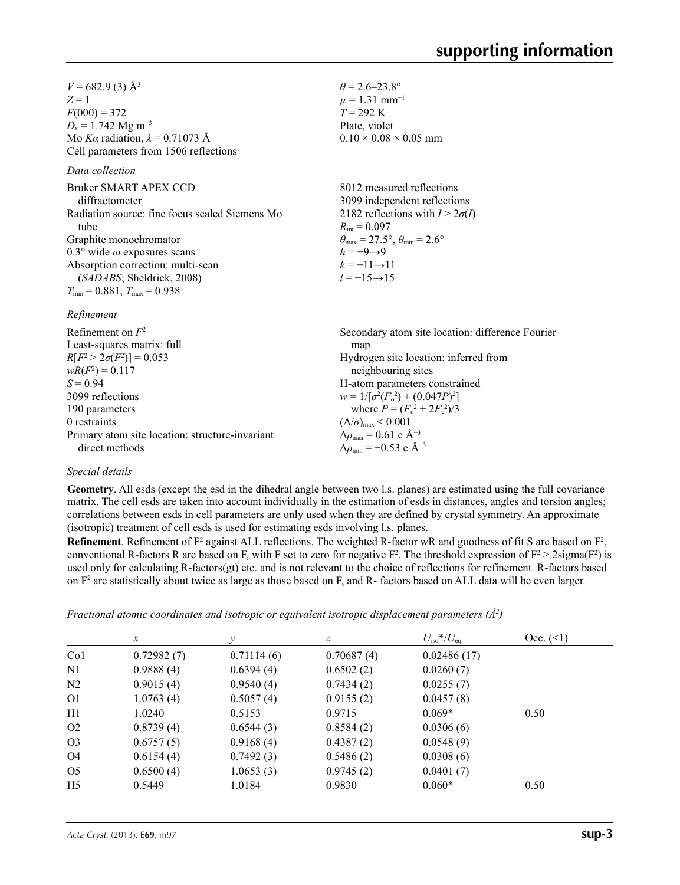$V$ = 682.9 (3) Å$^3$
$Z$ = 1
$F$(000) = 372
$D_x$ = 1.742 Mg m$^{-3}$
Mo $K\alpha$ radiation, $\lambda$ = 0.71073 Å
Cell parameters from 1506 reflections
$\theta$ = 2.6–23.8°
$\mu$ = 1.31 mm$^{-1}$
$T$ = 292 K
Plate, violet
0.10 × 0.08 × 0.05 mm

*Data collection*

Bruker SMART APEX CCD diffractometer
Radiation source: fine focus sealed Siemens Mo tube
Graphite monochromator
0.3° wide $\omega$ exposures scans
Absorption correction: multi-scan (*SADABS*; Sheldrick, 2008)
$T_{min}$ = 0.881, $T_{max}$ = 0.938
8012 measured reflections
3099 independent reflections
2182 reflections with $I > 2\sigma(I)$
$R_{int}$ = 0.097
$\theta_{max}$ = 27.5°, $\theta_{min}$ = 2.6°
$h$ = −9→9
$k$ = −11→11
$l$ = −15→15

*Refinement*

Refinement on $F^2$
Least-squares matrix: full
$R[F^2 > 2\sigma(F^2)]$ = 0.053
$wR(F^2)$ = 0.117
$S$ = 0.94
3099 reflections
190 parameters
0 restraints
Primary atom site location: structure-invariant direct methods
Secondary atom site location: difference Fourier map
Hydrogen site location: inferred from neighbouring sites
H-atom parameters constrained
$w = 1/[\sigma^2(F_o^2) + (0.047P)^2]$ where $P = (F_o^2 + 2F_c^2)/3$
$(\Delta/\sigma)_{max} < 0.001$
$\Delta\rho_{max}$ = 0.61 e Å$^{-3}$
$\Delta\rho_{min}$ = −0.53 e Å$^{-3}$

*Special details*

**Geometry**. All esds (except the esd in the dihedral angle between two l.s. planes) are estimated using the full covariance matrix. The cell esds are taken into account individually in the estimation of esds in distances, angles and torsion angles; correlations between esds in cell parameters are only used when they are defined by crystal symmetry. An approximate (isotropic) treatment of cell esds is used for estimating esds involving l.s. planes.

**Refinement**. Refinement of F$^2$ against ALL reflections. The weighted R-factor wR and goodness of fit S are based on F$^2$, conventional R-factors R are based on F, with F set to zero for negative F$^2$. The threshold expression of F$^2$ > 2sigma(F$^2$) is used only for calculating R-factors(gt) etc. and is not relevant to the choice of reflections for refinement. R-factors based on F$^2$ are statistically about twice as large as those based on F, and R- factors based on ALL data will be even larger.

*Fractional atomic coordinates and isotropic or equivalent isotropic displacement parameters (Å$^2$)*

| | $x$ | $y$ | $z$ | $U_{iso}$*/$U_{eq}$ | Occ. (<1) |
|---|---|---|---|---|---|
| Co1 | 0.72982 (7) | 0.71114 (6) | 0.70687 (4) | 0.02486 (17) | |
| N1 | 0.9888 (4) | 0.6394 (4) | 0.6502 (2) | 0.0260 (7) | |
| N2 | 0.9015 (4) | 0.9540 (4) | 0.7434 (2) | 0.0255 (7) | |
| O1 | 1.0763 (4) | 0.5057 (4) | 0.9155 (2) | 0.0457 (8) | |
| H1 | 1.0240 | 0.5153 | 0.9715 | 0.069* | 0.50 |
| O2 | 0.8739 (4) | 0.6544 (3) | 0.8584 (2) | 0.0306 (6) | |
| O3 | 0.6757 (5) | 0.9168 (4) | 0.4387 (2) | 0.0548 (9) | |
| O4 | 0.6154 (4) | 0.7492 (3) | 0.5486 (2) | 0.0308 (6) | |
| O5 | 0.6500 (4) | 1.0653 (3) | 0.9745 (2) | 0.0401 (7) | |
| H5 | 0.5449 | 1.0184 | 0.9830 | 0.060* | 0.50 |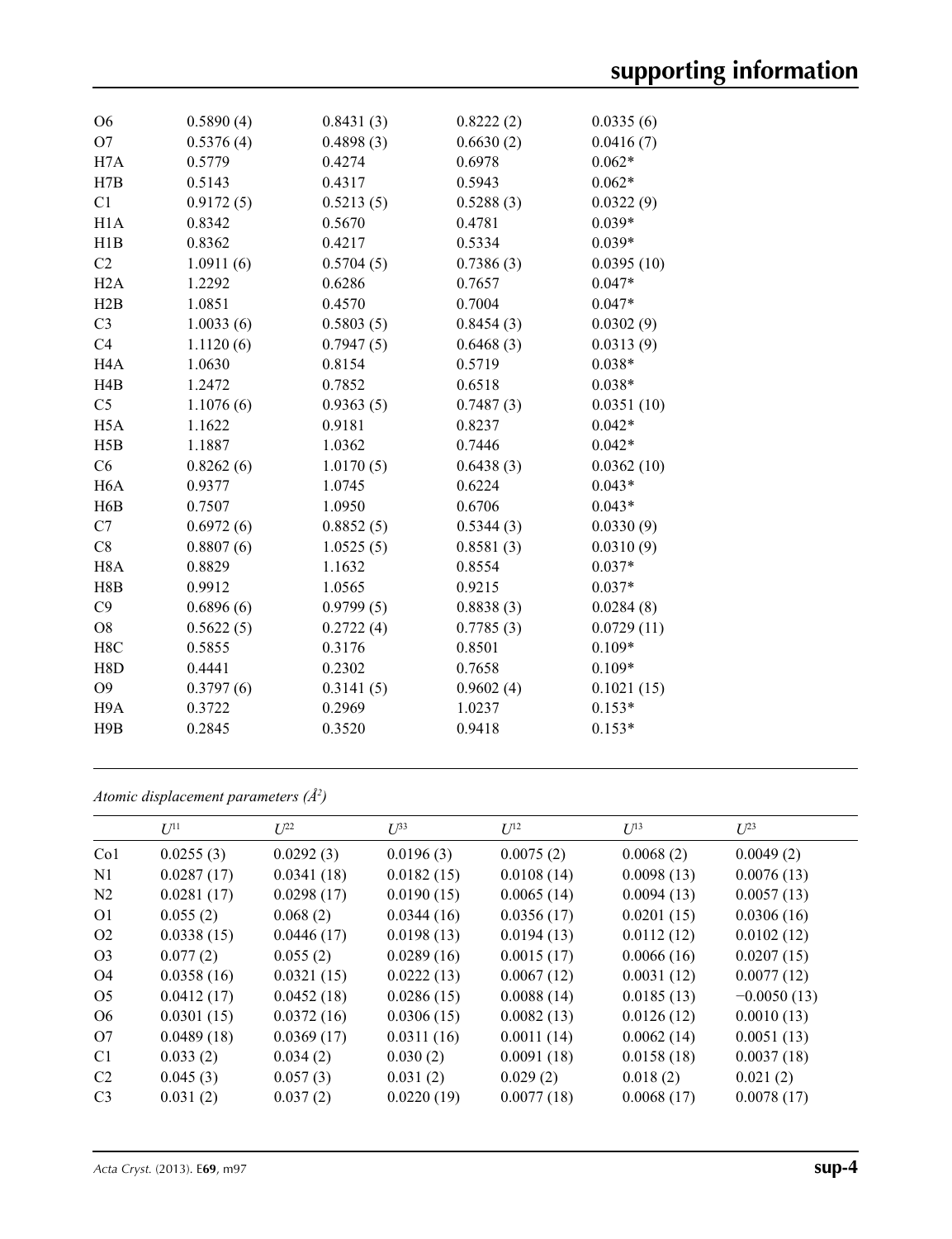| | | | | |
|---|---|---|---|---|
| O6 | 0.5890 (4) | 0.8431 (3) | 0.8222 (2) | 0.0335 (6) |
| O7 | 0.5376 (4) | 0.4898 (3) | 0.6630 (2) | 0.0416 (7) |
| H7A | 0.5779 | 0.4274 | 0.6978 | 0.062* |
| H7B | 0.5143 | 0.4317 | 0.5943 | 0.062* |
| C1 | 0.9172 (5) | 0.5213 (5) | 0.5288 (3) | 0.0322 (9) |
| H1A | 0.8342 | 0.5670 | 0.4781 | 0.039* |
| H1B | 0.8362 | 0.4217 | 0.5334 | 0.039* |
| C2 | 1.0911 (6) | 0.5704 (5) | 0.7386 (3) | 0.0395 (10) |
| H2A | 1.2292 | 0.6286 | 0.7657 | 0.047* |
| H2B | 1.0851 | 0.4570 | 0.7004 | 0.047* |
| C3 | 1.0033 (6) | 0.5803 (5) | 0.8454 (3) | 0.0302 (9) |
| C4 | 1.1120 (6) | 0.7947 (5) | 0.6468 (3) | 0.0313 (9) |
| H4A | 1.0630 | 0.8154 | 0.5719 | 0.038* |
| H4B | 1.2472 | 0.7852 | 0.6518 | 0.038* |
| C5 | 1.1076 (6) | 0.9363 (5) | 0.7487 (3) | 0.0351 (10) |
| H5A | 1.1622 | 0.9181 | 0.8237 | 0.042* |
| H5B | 1.1887 | 1.0362 | 0.7446 | 0.042* |
| C6 | 0.8262 (6) | 1.0170 (5) | 0.6438 (3) | 0.0362 (10) |
| H6A | 0.9377 | 1.0745 | 0.6224 | 0.043* |
| H6B | 0.7507 | 1.0950 | 0.6706 | 0.043* |
| C7 | 0.6972 (6) | 0.8852 (5) | 0.5344 (3) | 0.0330 (9) |
| C8 | 0.8807 (6) | 1.0525 (5) | 0.8581 (3) | 0.0310 (9) |
| H8A | 0.8829 | 1.1632 | 0.8554 | 0.037* |
| H8B | 0.9912 | 1.0565 | 0.9215 | 0.037* |
| C9 | 0.6896 (6) | 0.9799 (5) | 0.8838 (3) | 0.0284 (8) |
| O8 | 0.5622 (5) | 0.2722 (4) | 0.7785 (3) | 0.0729 (11) |
| H8C | 0.5855 | 0.3176 | 0.8501 | 0.109* |
| H8D | 0.4441 | 0.2302 | 0.7658 | 0.109* |
| O9 | 0.3797 (6) | 0.3141 (5) | 0.9602 (4) | 0.1021 (15) |
| H9A | 0.3722 | 0.2969 | 1.0237 | 0.153* |
| H9B | 0.2845 | 0.3520 | 0.9418 | 0.153* |

*Atomic displacement parameters (Å²)*

| | $U^{11}$ | $U^{22}$ | $U^{33}$ | $U^{12}$ | $U^{13}$ | $U^{23}$ |
|---|---|---|---|---|---|---|
| Co1 | 0.0255 (3) | 0.0292 (3) | 0.0196 (3) | 0.0075 (2) | 0.0068 (2) | 0.0049 (2) |
| N1 | 0.0287 (17) | 0.0341 (18) | 0.0182 (15) | 0.0108 (14) | 0.0098 (13) | 0.0076 (13) |
| N2 | 0.0281 (17) | 0.0298 (17) | 0.0190 (15) | 0.0065 (14) | 0.0094 (13) | 0.0057 (13) |
| O1 | 0.055 (2) | 0.068 (2) | 0.0344 (16) | 0.0356 (17) | 0.0201 (15) | 0.0306 (16) |
| O2 | 0.0338 (15) | 0.0446 (17) | 0.0198 (13) | 0.0194 (13) | 0.0112 (12) | 0.0102 (12) |
| O3 | 0.077 (2) | 0.055 (2) | 0.0289 (16) | 0.0015 (17) | 0.0066 (16) | 0.0207 (15) |
| O4 | 0.0358 (16) | 0.0321 (15) | 0.0222 (13) | 0.0067 (12) | 0.0031 (12) | 0.0077 (12) |
| O5 | 0.0412 (17) | 0.0452 (18) | 0.0286 (15) | 0.0088 (14) | 0.0185 (13) | −0.0050 (13) |
| O6 | 0.0301 (15) | 0.0372 (16) | 0.0306 (15) | 0.0082 (13) | 0.0126 (12) | 0.0010 (13) |
| O7 | 0.0489 (18) | 0.0369 (17) | 0.0311 (16) | 0.0011 (14) | 0.0062 (14) | 0.0051 (13) |
| C1 | 0.033 (2) | 0.034 (2) | 0.030 (2) | 0.0091 (18) | 0.0158 (18) | 0.0037 (18) |
| C2 | 0.045 (3) | 0.057 (3) | 0.031 (2) | 0.029 (2) | 0.018 (2) | 0.021 (2) |
| C3 | 0.031 (2) | 0.037 (2) | 0.0220 (19) | 0.0077 (18) | 0.0068 (17) | 0.0078 (17) |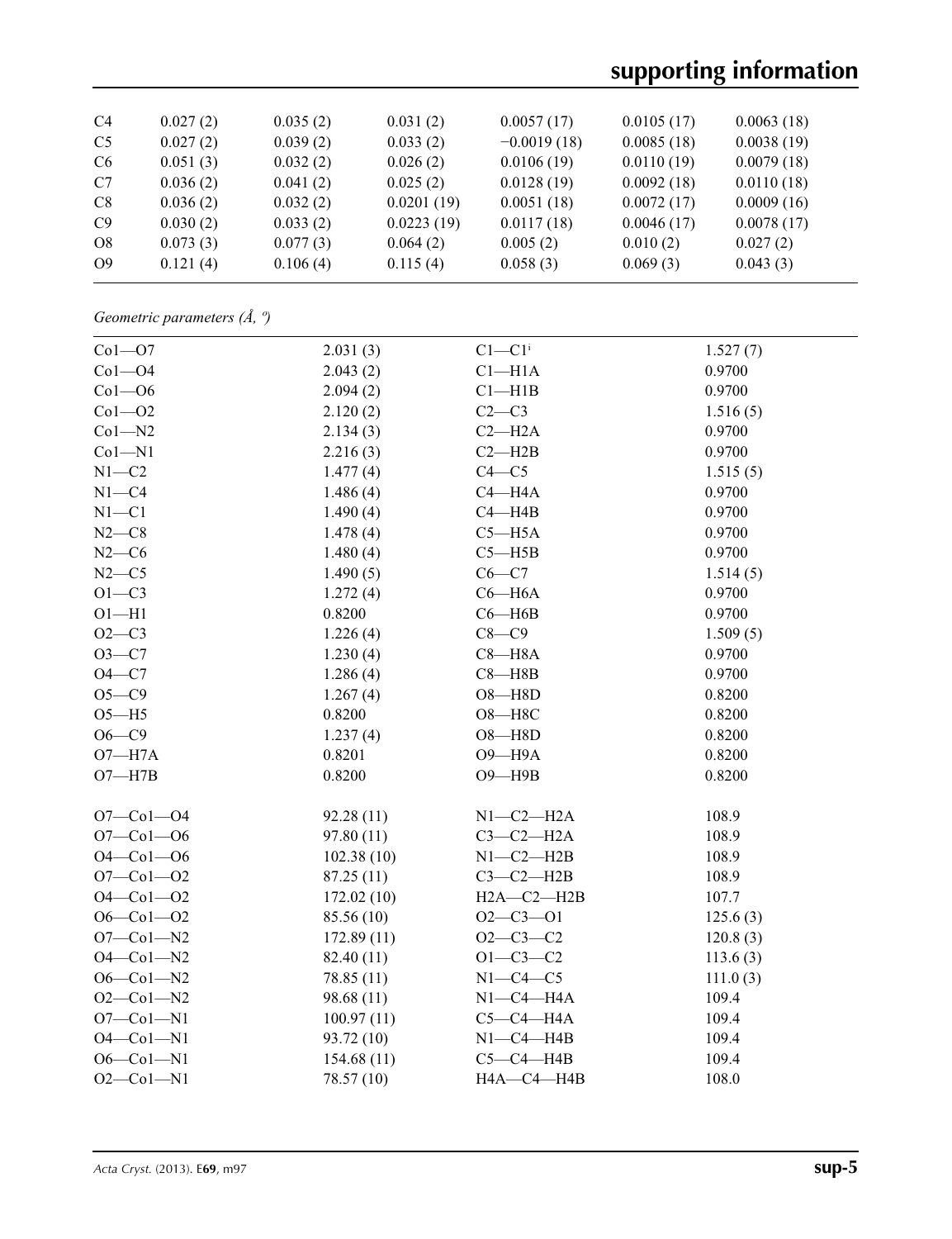| | | | | | | |
|---|---|---|---|---|---|---|
| C4 | 0.027 (2) | 0.035 (2) | 0.031 (2) | 0.0057 (17) | 0.0105 (17) | 0.0063 (18) |
| C5 | 0.027 (2) | 0.039 (2) | 0.033 (2) | −0.0019 (18) | 0.0085 (18) | 0.0038 (19) |
| C6 | 0.051 (3) | 0.032 (2) | 0.026 (2) | 0.0106 (19) | 0.0110 (19) | 0.0079 (18) |
| C7 | 0.036 (2) | 0.041 (2) | 0.025 (2) | 0.0128 (19) | 0.0092 (18) | 0.0110 (18) |
| C8 | 0.036 (2) | 0.032 (2) | 0.0201 (19) | 0.0051 (18) | 0.0072 (17) | 0.0009 (16) |
| C9 | 0.030 (2) | 0.033 (2) | 0.0223 (19) | 0.0117 (18) | 0.0046 (17) | 0.0078 (17) |
| O8 | 0.073 (3) | 0.077 (3) | 0.064 (2) | 0.005 (2) | 0.010 (2) | 0.027 (2) |
| O9 | 0.121 (4) | 0.106 (4) | 0.115 (4) | 0.058 (3) | 0.069 (3) | 0.043 (3) |

*Geometric parameters (Å, º)*

| | | | |
|---|---|---|---|
| Co1—O7 | 2.031 (3) | C1—C1$^{i}$ | 1.527 (7) |
| Co1—O4 | 2.043 (2) | C1—H1A | 0.9700 |
| Co1—O6 | 2.094 (2) | C1—H1B | 0.9700 |
| Co1—O2 | 2.120 (2) | C2—C3 | 1.516 (5) |
| Co1—N2 | 2.134 (3) | C2—H2A | 0.9700 |
| Co1—N1 | 2.216 (3) | C2—H2B | 0.9700 |
| N1—C2 | 1.477 (4) | C4—C5 | 1.515 (5) |
| N1—C4 | 1.486 (4) | C4—H4A | 0.9700 |
| N1—C1 | 1.490 (4) | C4—H4B | 0.9700 |
| N2—C8 | 1.478 (4) | C5—H5A | 0.9700 |
| N2—C6 | 1.480 (4) | C5—H5B | 0.9700 |
| N2—C5 | 1.490 (5) | C6—C7 | 1.514 (5) |
| O1—C3 | 1.272 (4) | C6—H6A | 0.9700 |
| O1—H1 | 0.8200 | C6—H6B | 0.9700 |
| O2—C3 | 1.226 (4) | C8—C9 | 1.509 (5) |
| O3—C7 | 1.230 (4) | C8—H8A | 0.9700 |
| O4—C7 | 1.286 (4) | C8—H8B | 0.9700 |
| O5—C9 | 1.267 (4) | O8—H8D | 0.8200 |
| O5—H5 | 0.8200 | O8—H8C | 0.8200 |
| O6—C9 | 1.237 (4) | O8—H8D | 0.8200 |
| O7—H7A | 0.8201 | O9—H9A | 0.8200 |
| O7—H7B | 0.8200 | O9—H9B | 0.8200 |
| | | | |
| O7—Co1—O4 | 92.28 (11) | N1—C2—H2A | 108.9 |
| O7—Co1—O6 | 97.80 (11) | C3—C2—H2A | 108.9 |
| O4—Co1—O6 | 102.38 (10) | N1—C2—H2B | 108.9 |
| O7—Co1—O2 | 87.25 (11) | C3—C2—H2B | 108.9 |
| O4—Co1—O2 | 172.02 (10) | H2A—C2—H2B | 107.7 |
| O6—Co1—O2 | 85.56 (10) | O2—C3—O1 | 125.6 (3) |
| O7—Co1—N2 | 172.89 (11) | O2—C3—C2 | 120.8 (3) |
| O4—Co1—N2 | 82.40 (11) | O1—C3—C2 | 113.6 (3) |
| O6—Co1—N2 | 78.85 (11) | N1—C4—C5 | 111.0 (3) |
| O2—Co1—N2 | 98.68 (11) | N1—C4—H4A | 109.4 |
| O7—Co1—N1 | 100.97 (11) | C5—C4—H4A | 109.4 |
| O4—Co1—N1 | 93.72 (10) | N1—C4—H4B | 109.4 |
| O6—Co1—N1 | 154.68 (11) | C5—C4—H4B | 109.4 |
| O2—Co1—N1 | 78.57 (10) | H4A—C4—H4B | 108.0 |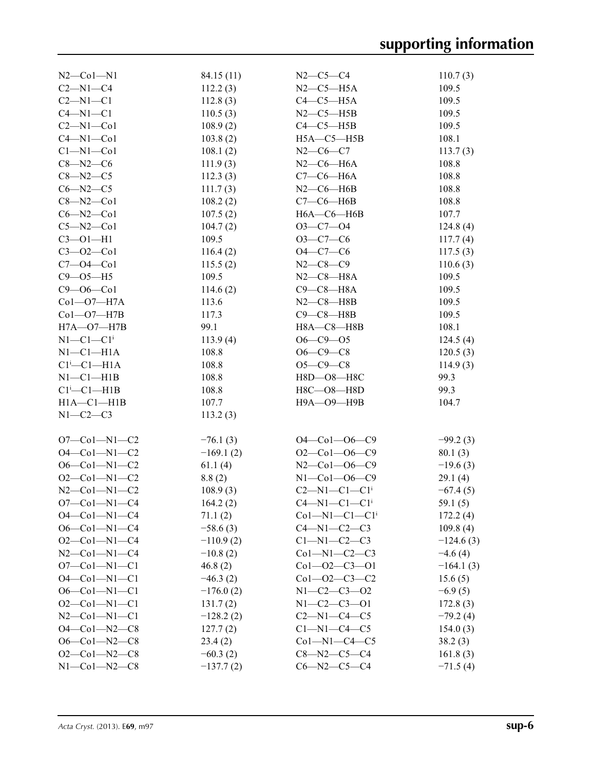| | | | |
|---|---|---|---|
| N2—Co1—N1 | 84.15 (11) | N2—C5—C4 | 110.7 (3) |
| C2—N1—C4 | 112.2 (3) | N2—C5—H5A | 109.5 |
| C2—N1—C1 | 112.8 (3) | C4—C5—H5A | 109.5 |
| C4—N1—C1 | 110.5 (3) | N2—C5—H5B | 109.5 |
| C2—N1—Co1 | 108.9 (2) | C4—C5—H5B | 109.5 |
| C4—N1—Co1 | 103.8 (2) | H5A—C5—H5B | 108.1 |
| C1—N1—Co1 | 108.1 (2) | N2—C6—C7 | 113.7 (3) |
| C8—N2—C6 | 111.9 (3) | N2—C6—H6A | 108.8 |
| C8—N2—C5 | 112.3 (3) | C7—C6—H6A | 108.8 |
| C6—N2—C5 | 111.7 (3) | N2—C6—H6B | 108.8 |
| C8—N2—Co1 | 108.2 (2) | C7—C6—H6B | 108.8 |
| C6—N2—Co1 | 107.5 (2) | H6A—C6—H6B | 107.7 |
| C5—N2—Co1 | 104.7 (2) | O3—C7—O4 | 124.8 (4) |
| C3—O1—H1 | 109.5 | O3—C7—C6 | 117.7 (4) |
| C3—O2—Co1 | 116.4 (2) | O4—C7—C6 | 117.5 (3) |
| C7—O4—Co1 | 115.5 (2) | N2—C8—C9 | 110.6 (3) |
| C9—O5—H5 | 109.5 | N2—C8—H8A | 109.5 |
| C9—O6—Co1 | 114.6 (2) | C9—C8—H8A | 109.5 |
| Co1—O7—H7A | 113.6 | N2—C8—H8B | 109.5 |
| Co1—O7—H7B | 117.3 | C9—C8—H8B | 109.5 |
| H7A—O7—H7B | 99.1 | H8A—C8—H8B | 108.1 |
| N1—C1—C1$^{i}$ | 113.9 (4) | O6—C9—O5 | 124.5 (4) |
| N1—C1—H1A | 108.8 | O6—C9—C8 | 120.5 (3) |
| C1$^{i}$—C1—H1A | 108.8 | O5—C9—C8 | 114.9 (3) |
| N1—C1—H1B | 108.8 | H8D—O8—H8C | 99.3 |
| C1$^{i}$—C1—H1B | 108.8 | H8C—O8—H8D | 99.3 |
| H1A—C1—H1B | 107.7 | H9A—O9—H9B | 104.7 |
| N1—C2—C3 | 113.2 (3) | | |

| | | | |
|---|---|---|---|
| O7—Co1—N1—C2 | −76.1 (3) | O4—Co1—O6—C9 | −99.2 (3) |
| O4—Co1—N1—C2 | −169.1 (2) | O2—Co1—O6—C9 | 80.1 (3) |
| O6—Co1—N1—C2 | 61.1 (4) | N2—Co1—O6—C9 | −19.6 (3) |
| O2—Co1—N1—C2 | 8.8 (2) | N1—Co1—O6—C9 | 29.1 (4) |
| N2—Co1—N1—C2 | 108.9 (3) | C2—N1—C1—C1$^{i}$ | −67.4 (5) |
| O7—Co1—N1—C4 | 164.2 (2) | C4—N1—C1—C1$^{i}$ | 59.1 (5) |
| O4—Co1—N1—C4 | 71.1 (2) | Co1—N1—C1—C1$^{i}$ | 172.2 (4) |
| O6—Co1—N1—C4 | −58.6 (3) | C4—N1—C2—C3 | 109.8 (4) |
| O2—Co1—N1—C4 | −110.9 (2) | C1—N1—C2—C3 | −124.6 (3) |
| N2—Co1—N1—C4 | −10.8 (2) | Co1—N1—C2—C3 | −4.6 (4) |
| O7—Co1—N1—C1 | 46.8 (2) | Co1—O2—C3—O1 | −164.1 (3) |
| O4—Co1—N1—C1 | −46.3 (2) | Co1—O2—C3—C2 | 15.6 (5) |
| O6—Co1—N1—C1 | −176.0 (2) | N1—C2—C3—O2 | −6.9 (5) |
| O2—Co1—N1—C1 | 131.7 (2) | N1—C2—C3—O1 | 172.8 (3) |
| N2—Co1—N1—C1 | −128.2 (2) | C2—N1—C4—C5 | −79.2 (4) |
| O4—Co1—N2—C8 | 127.7 (2) | C1—N1—C4—C5 | 154.0 (3) |
| O6—Co1—N2—C8 | 23.4 (2) | Co1—N1—C4—C5 | 38.2 (3) |
| O2—Co1—N2—C8 | −60.3 (2) | C8—N2—C5—C4 | 161.8 (3) |
| N1—Co1—N2—C8 | −137.7 (2) | C6—N2—C5—C4 | −71.5 (4) |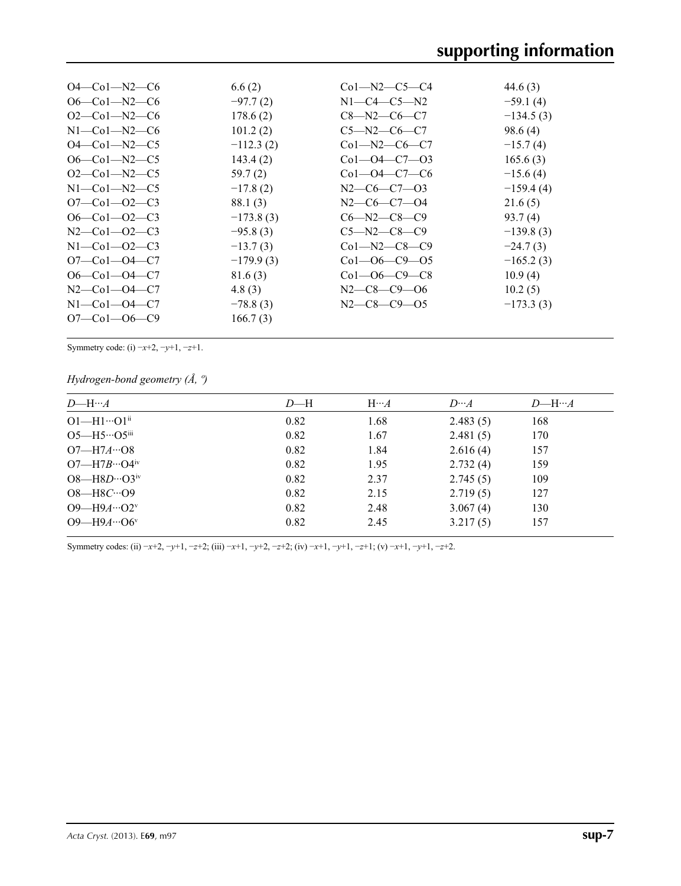| | | | |
|---|---|---|---|
| O4—Co1—N2—C6 | 6.6 (2) | Co1—N2—C5—C4 | 44.6 (3) |
| O6—Co1—N2—C6 | −97.7 (2) | N1—C4—C5—N2 | −59.1 (4) |
| O2—Co1—N2—C6 | 178.6 (2) | C8—N2—C6—C7 | −134.5 (3) |
| N1—Co1—N2—C6 | 101.2 (2) | C5—N2—C6—C7 | 98.6 (4) |
| O4—Co1—N2—C5 | −112.3 (2) | Co1—N2—C6—C7 | −15.7 (4) |
| O6—Co1—N2—C5 | 143.4 (2) | Co1—O4—C7—O3 | 165.6 (3) |
| O2—Co1—N2—C5 | 59.7 (2) | Co1—O4—C7—C6 | −15.6 (4) |
| N1—Co1—N2—C5 | −17.8 (2) | N2—C6—C7—O3 | −159.4 (4) |
| O7—Co1—O2—C3 | 88.1 (3) | N2—C6—C7—O4 | 21.6 (5) |
| O6—Co1—O2—C3 | −173.8 (3) | C6—N2—C8—C9 | 93.7 (4) |
| N2—Co1—O2—C3 | −95.8 (3) | C5—N2—C8—C9 | −139.8 (3) |
| N1—Co1—O2—C3 | −13.7 (3) | Co1—N2—C8—C9 | −24.7 (3) |
| O7—Co1—O4—C7 | −179.9 (3) | Co1—O6—C9—O5 | −165.2 (3) |
| O6—Co1—O4—C7 | 81.6 (3) | Co1—O6—C9—C8 | 10.9 (4) |
| N2—Co1—O4—C7 | 4.8 (3) | N2—C8—C9—O6 | 10.2 (5) |
| N1—Co1—O4—C7 | −78.8 (3) | N2—C8—C9—O5 | −173.3 (3) |
| O7—Co1—O6—C9 | 166.7 (3) | | |

Symmetry code: (i) −x+2, −y+1, −z+1.

*Hydrogen-bond geometry (Å, º)*

| *D*—H···*A* | *D*—H | H···*A* | *D*···*A* | *D*—H···*A* |
|---|---|---|---|---|
| O1—H1···O1[ii] | 0.82 | 1.68 | 2.483 (5) | 168 |
| O5—H5···O5[iii] | 0.82 | 1.67 | 2.481 (5) | 170 |
| O7—H7*A*···O8 | 0.82 | 1.84 | 2.616 (4) | 157 |
| O7—H7*B*···O4[iv] | 0.82 | 1.95 | 2.732 (4) | 159 |
| O8—H8*D*···O3[iv] | 0.82 | 2.37 | 2.745 (5) | 109 |
| O8—H8*C*···O9 | 0.82 | 2.15 | 2.719 (5) | 127 |
| O9—H9*A*···O2[v] | 0.82 | 2.48 | 3.067 (4) | 130 |
| O9—H9*A*···O6[v] | 0.82 | 2.45 | 3.217 (5) | 157 |

Symmetry codes: (ii) −x+2, −y+1, −z+2; (iii) −x+1, −y+2, −z+2; (iv) −x+1, −y+1, −z+1; (v) −x+1, −y+1, −z+2.